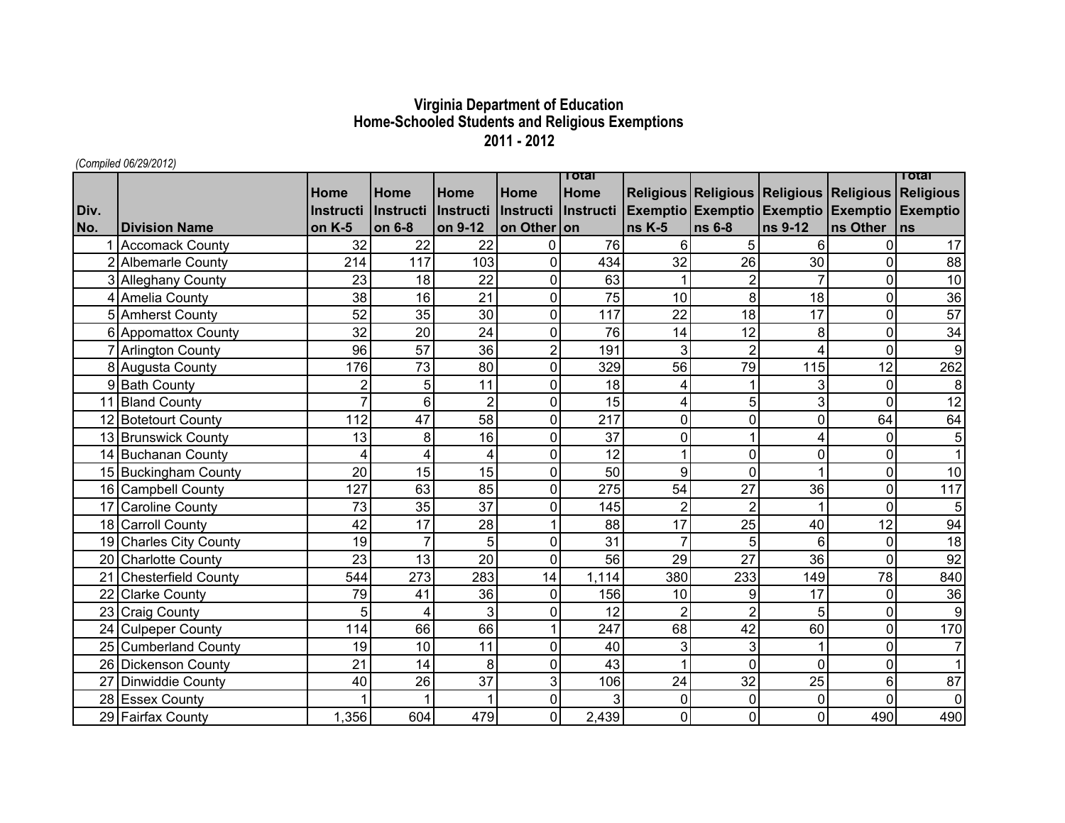# Virginia Department of Education
## Home-Schooled Students and Religious Exemptions
## 2011 - 2012

*(Compiled 06/29/2012)*

| Div. No. | Division Name | Home Instruction K-5 | Home Instruction 6-8 | Home Instruction 9-12 | Home Instruction Other | Total Home Instruction | Religious Exemptions K-5 | Religious Exemptions 6-8 | Religious Exemptions 9-12 | Religious Exemptions Other | Total Religious Exemptions |
|---|---|---|---|---|---|---|---|---|---|---|---|
| 1 | Accomack County | 32 | 22 | 22 | 0 | 76 | 6 | 5 | 6 | 0 | 17 |
| 2 | Albemarle County | 214 | 117 | 103 | 0 | 434 | 32 | 26 | 30 | 0 | 88 |
| 3 | Alleghany County | 23 | 18 | 22 | 0 | 63 | 1 | 2 | 7 | 0 | 10 |
| 4 | Amelia County | 38 | 16 | 21 | 0 | 75 | 10 | 8 | 18 | 0 | 36 |
| 5 | Amherst County | 52 | 35 | 30 | 0 | 117 | 22 | 18 | 17 | 0 | 57 |
| 6 | Appomattox County | 32 | 20 | 24 | 0 | 76 | 14 | 12 | 8 | 0 | 34 |
| 7 | Arlington County | 96 | 57 | 36 | 2 | 191 | 3 | 2 | 4 | 0 | 9 |
| 8 | Augusta County | 176 | 73 | 80 | 0 | 329 | 56 | 79 | 115 | 12 | 262 |
| 9 | Bath County | 2 | 5 | 11 | 0 | 18 | 4 | 1 | 3 | 0 | 8 |
| 11 | Bland County | 7 | 6 | 2 | 0 | 15 | 4 | 5 | 3 | 0 | 12 |
| 12 | Botetourt County | 112 | 47 | 58 | 0 | 217 | 0 | 0 | 0 | 64 | 64 |
| 13 | Brunswick County | 13 | 8 | 16 | 0 | 37 | 0 | 1 | 4 | 0 | 5 |
| 14 | Buchanan County | 4 | 4 | 4 | 0 | 12 | 1 | 0 | 0 | 0 | 1 |
| 15 | Buckingham County | 20 | 15 | 15 | 0 | 50 | 9 | 0 | 1 | 0 | 10 |
| 16 | Campbell County | 127 | 63 | 85 | 0 | 275 | 54 | 27 | 36 | 0 | 117 |
| 17 | Caroline County | 73 | 35 | 37 | 0 | 145 | 2 | 2 | 1 | 0 | 5 |
| 18 | Carroll County | 42 | 17 | 28 | 1 | 88 | 17 | 25 | 40 | 12 | 94 |
| 19 | Charles City County | 19 | 7 | 5 | 0 | 31 | 7 | 5 | 6 | 0 | 18 |
| 20 | Charlotte County | 23 | 13 | 20 | 0 | 56 | 29 | 27 | 36 | 0 | 92 |
| 21 | Chesterfield County | 544 | 273 | 283 | 14 | 1,114 | 380 | 233 | 149 | 78 | 840 |
| 22 | Clarke County | 79 | 41 | 36 | 0 | 156 | 10 | 9 | 17 | 0 | 36 |
| 23 | Craig County | 5 | 4 | 3 | 0 | 12 | 2 | 2 | 5 | 0 | 9 |
| 24 | Culpeper County | 114 | 66 | 66 | 1 | 247 | 68 | 42 | 60 | 0 | 170 |
| 25 | Cumberland County | 19 | 10 | 11 | 0 | 40 | 3 | 3 | 1 | 0 | 7 |
| 26 | Dickenson County | 21 | 14 | 8 | 0 | 43 | 1 | 0 | 0 | 0 | 1 |
| 27 | Dinwiddie County | 40 | 26 | 37 | 3 | 106 | 24 | 32 | 25 | 6 | 87 |
| 28 | Essex County | 1 | 1 | 1 | 0 | 3 | 0 | 0 | 0 | 0 | 0 |
| 29 | Fairfax County | 1,356 | 604 | 479 | 0 | 2,439 | 0 | 0 | 0 | 490 | 490 |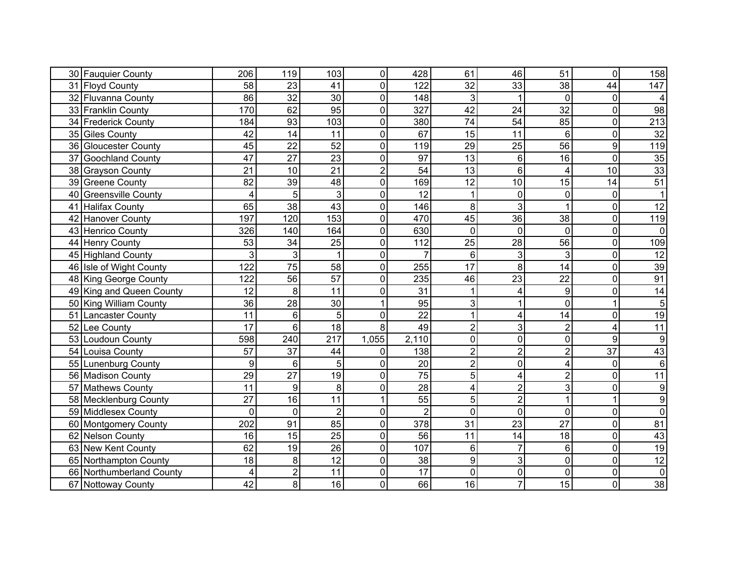| | | | | | | | | | | | |
|---|---|---|---|---|---|---|---|---|---|---|---|
| 30 | Fauquier County | 206 | 119 | 103 | 0 | 428 | 61 | 46 | 51 | 0 | 158 |
| 31 | Floyd County | 58 | 23 | 41 | 0 | 122 | 32 | 33 | 38 | 44 | 147 |
| 32 | Fluvanna County | 86 | 32 | 30 | 0 | 148 | 3 | 1 | 0 | 0 | 4 |
| 33 | Franklin County | 170 | 62 | 95 | 0 | 327 | 42 | 24 | 32 | 0 | 98 |
| 34 | Frederick County | 184 | 93 | 103 | 0 | 380 | 74 | 54 | 85 | 0 | 213 |
| 35 | Giles County | 42 | 14 | 11 | 0 | 67 | 15 | 11 | 6 | 0 | 32 |
| 36 | Gloucester County | 45 | 22 | 52 | 0 | 119 | 29 | 25 | 56 | 9 | 119 |
| 37 | Goochland County | 47 | 27 | 23 | 0 | 97 | 13 | 6 | 16 | 0 | 35 |
| 38 | Grayson County | 21 | 10 | 21 | 2 | 54 | 13 | 6 | 4 | 10 | 33 |
| 39 | Greene County | 82 | 39 | 48 | 0 | 169 | 12 | 10 | 15 | 14 | 51 |
| 40 | Greensville County | 4 | 5 | 3 | 0 | 12 | 1 | 0 | 0 | 0 | 1 |
| 41 | Halifax County | 65 | 38 | 43 | 0 | 146 | 8 | 3 | 1 | 0 | 12 |
| 42 | Hanover County | 197 | 120 | 153 | 0 | 470 | 45 | 36 | 38 | 0 | 119 |
| 43 | Henrico County | 326 | 140 | 164 | 0 | 630 | 0 | 0 | 0 | 0 | 0 |
| 44 | Henry County | 53 | 34 | 25 | 0 | 112 | 25 | 28 | 56 | 0 | 109 |
| 45 | Highland County | 3 | 3 | 1 | 0 | 7 | 6 | 3 | 3 | 0 | 12 |
| 46 | Isle of Wight County | 122 | 75 | 58 | 0 | 255 | 17 | 8 | 14 | 0 | 39 |
| 48 | King George County | 122 | 56 | 57 | 0 | 235 | 46 | 23 | 22 | 0 | 91 |
| 49 | King and Queen County | 12 | 8 | 11 | 0 | 31 | 1 | 4 | 9 | 0 | 14 |
| 50 | King William County | 36 | 28 | 30 | 1 | 95 | 3 | 1 | 0 | 1 | 5 |
| 51 | Lancaster County | 11 | 6 | 5 | 0 | 22 | 1 | 4 | 14 | 0 | 19 |
| 52 | Lee County | 17 | 6 | 18 | 8 | 49 | 2 | 3 | 2 | 4 | 11 |
| 53 | Loudoun County | 598 | 240 | 217 | 1,055 | 2,110 | 0 | 0 | 0 | 9 | 9 |
| 54 | Louisa County | 57 | 37 | 44 | 0 | 138 | 2 | 2 | 2 | 37 | 43 |
| 55 | Lunenburg County | 9 | 6 | 5 | 0 | 20 | 2 | 0 | 4 | 0 | 6 |
| 56 | Madison County | 29 | 27 | 19 | 0 | 75 | 5 | 4 | 2 | 0 | 11 |
| 57 | Mathews County | 11 | 9 | 8 | 0 | 28 | 4 | 2 | 3 | 0 | 9 |
| 58 | Mecklenburg County | 27 | 16 | 11 | 1 | 55 | 5 | 2 | 1 | 1 | 9 |
| 59 | Middlesex County | 0 | 0 | 2 | 0 | 2 | 0 | 0 | 0 | 0 | 0 |
| 60 | Montgomery County | 202 | 91 | 85 | 0 | 378 | 31 | 23 | 27 | 0 | 81 |
| 62 | Nelson County | 16 | 15 | 25 | 0 | 56 | 11 | 14 | 18 | 0 | 43 |
| 63 | New Kent County | 62 | 19 | 26 | 0 | 107 | 6 | 7 | 6 | 0 | 19 |
| 65 | Northampton County | 18 | 8 | 12 | 0 | 38 | 9 | 3 | 0 | 0 | 12 |
| 66 | Northumberland County | 4 | 2 | 11 | 0 | 17 | 0 | 0 | 0 | 0 | 0 |
| 67 | Nottoway County | 42 | 8 | 16 | 0 | 66 | 16 | 7 | 15 | 0 | 38 |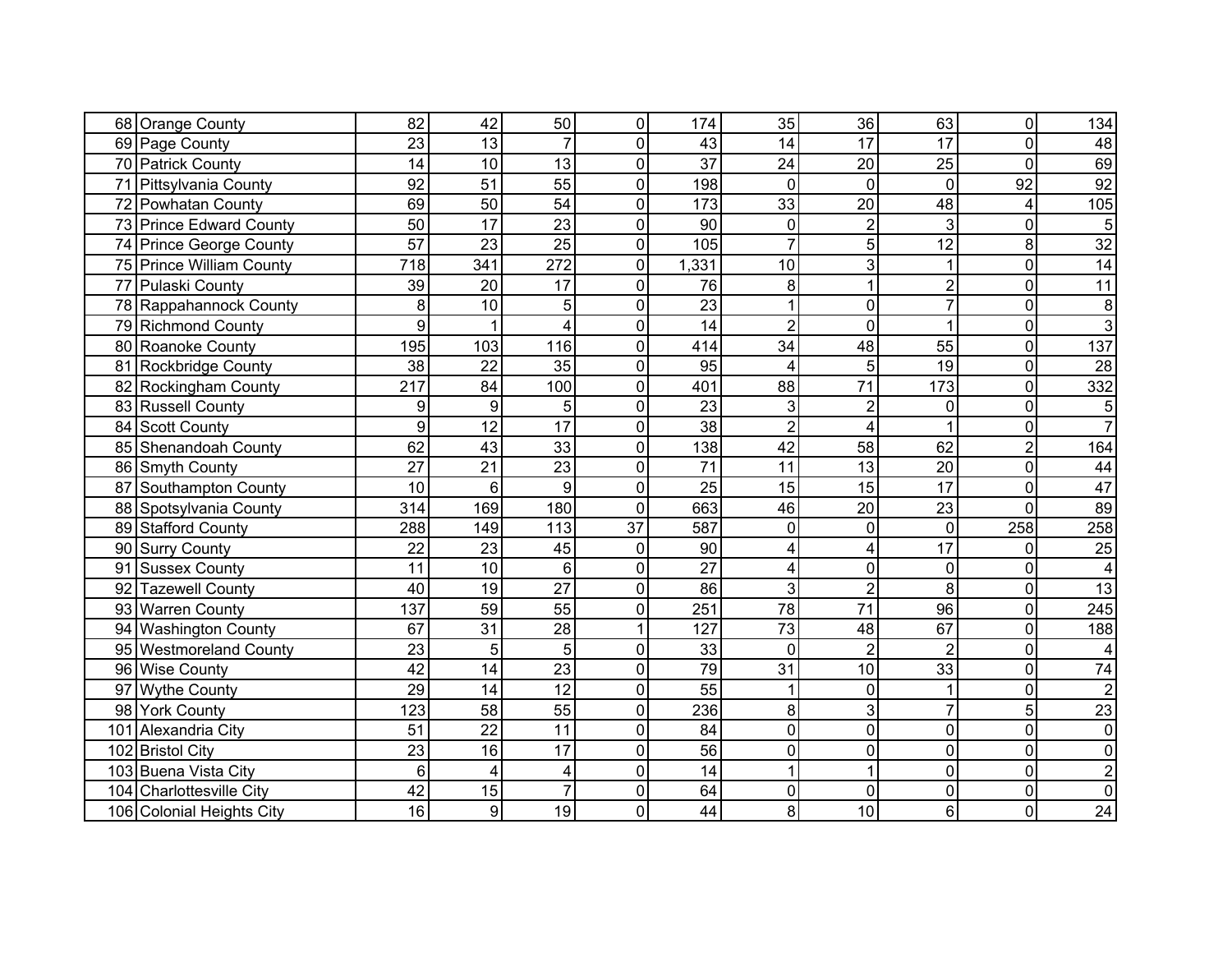| | | | | | | | | | | | |
|---|---|---|---|---|---|---|---|---|---|---|---|
| 68 | Orange County | 82 | 42 | 50 | 0 | 174 | 35 | 36 | 63 | 0 | 134 |
| 69 | Page County | 23 | 13 | 7 | 0 | 43 | 14 | 17 | 17 | 0 | 48 |
| 70 | Patrick County | 14 | 10 | 13 | 0 | 37 | 24 | 20 | 25 | 0 | 69 |
| 71 | Pittsylvania County | 92 | 51 | 55 | 0 | 198 | 0 | 0 | 0 | 92 | 92 |
| 72 | Powhatan County | 69 | 50 | 54 | 0 | 173 | 33 | 20 | 48 | 4 | 105 |
| 73 | Prince Edward County | 50 | 17 | 23 | 0 | 90 | 0 | 2 | 3 | 0 | 5 |
| 74 | Prince George County | 57 | 23 | 25 | 0 | 105 | 7 | 5 | 12 | 8 | 32 |
| 75 | Prince William County | 718 | 341 | 272 | 0 | 1,331 | 10 | 3 | 1 | 0 | 14 |
| 77 | Pulaski County | 39 | 20 | 17 | 0 | 76 | 8 | 1 | 2 | 0 | 11 |
| 78 | Rappahannock County | 8 | 10 | 5 | 0 | 23 | 1 | 0 | 7 | 0 | 8 |
| 79 | Richmond County | 9 | 1 | 4 | 0 | 14 | 2 | 0 | 1 | 0 | 3 |
| 80 | Roanoke County | 195 | 103 | 116 | 0 | 414 | 34 | 48 | 55 | 0 | 137 |
| 81 | Rockbridge County | 38 | 22 | 35 | 0 | 95 | 4 | 5 | 19 | 0 | 28 |
| 82 | Rockingham County | 217 | 84 | 100 | 0 | 401 | 88 | 71 | 173 | 0 | 332 |
| 83 | Russell County | 9 | 9 | 5 | 0 | 23 | 3 | 2 | 0 | 0 | 5 |
| 84 | Scott County | 9 | 12 | 17 | 0 | 38 | 2 | 4 | 1 | 0 | 7 |
| 85 | Shenandoah County | 62 | 43 | 33 | 0 | 138 | 42 | 58 | 62 | 2 | 164 |
| 86 | Smyth County | 27 | 21 | 23 | 0 | 71 | 11 | 13 | 20 | 0 | 44 |
| 87 | Southampton County | 10 | 6 | 9 | 0 | 25 | 15 | 15 | 17 | 0 | 47 |
| 88 | Spotsylvania County | 314 | 169 | 180 | 0 | 663 | 46 | 20 | 23 | 0 | 89 |
| 89 | Stafford County | 288 | 149 | 113 | 37 | 587 | 0 | 0 | 0 | 258 | 258 |
| 90 | Surry County | 22 | 23 | 45 | 0 | 90 | 4 | 4 | 17 | 0 | 25 |
| 91 | Sussex County | 11 | 10 | 6 | 0 | 27 | 4 | 0 | 0 | 0 | 4 |
| 92 | Tazewell County | 40 | 19 | 27 | 0 | 86 | 3 | 2 | 8 | 0 | 13 |
| 93 | Warren County | 137 | 59 | 55 | 0 | 251 | 78 | 71 | 96 | 0 | 245 |
| 94 | Washington County | 67 | 31 | 28 | 1 | 127 | 73 | 48 | 67 | 0 | 188 |
| 95 | Westmoreland County | 23 | 5 | 5 | 0 | 33 | 0 | 2 | 2 | 0 | 4 |
| 96 | Wise County | 42 | 14 | 23 | 0 | 79 | 31 | 10 | 33 | 0 | 74 |
| 97 | Wythe County | 29 | 14 | 12 | 0 | 55 | 1 | 0 | 1 | 0 | 2 |
| 98 | York County | 123 | 58 | 55 | 0 | 236 | 8 | 3 | 7 | 5 | 23 |
| 101 | Alexandria City | 51 | 22 | 11 | 0 | 84 | 0 | 0 | 0 | 0 | 0 |
| 102 | Bristol City | 23 | 16 | 17 | 0 | 56 | 0 | 0 | 0 | 0 | 0 |
| 103 | Buena Vista City | 6 | 4 | 4 | 0 | 14 | 1 | 1 | 0 | 0 | 2 |
| 104 | Charlottesville City | 42 | 15 | 7 | 0 | 64 | 0 | 0 | 0 | 0 | 0 |
| 106 | Colonial Heights City | 16 | 9 | 19 | 0 | 44 | 8 | 10 | 6 | 0 | 24 |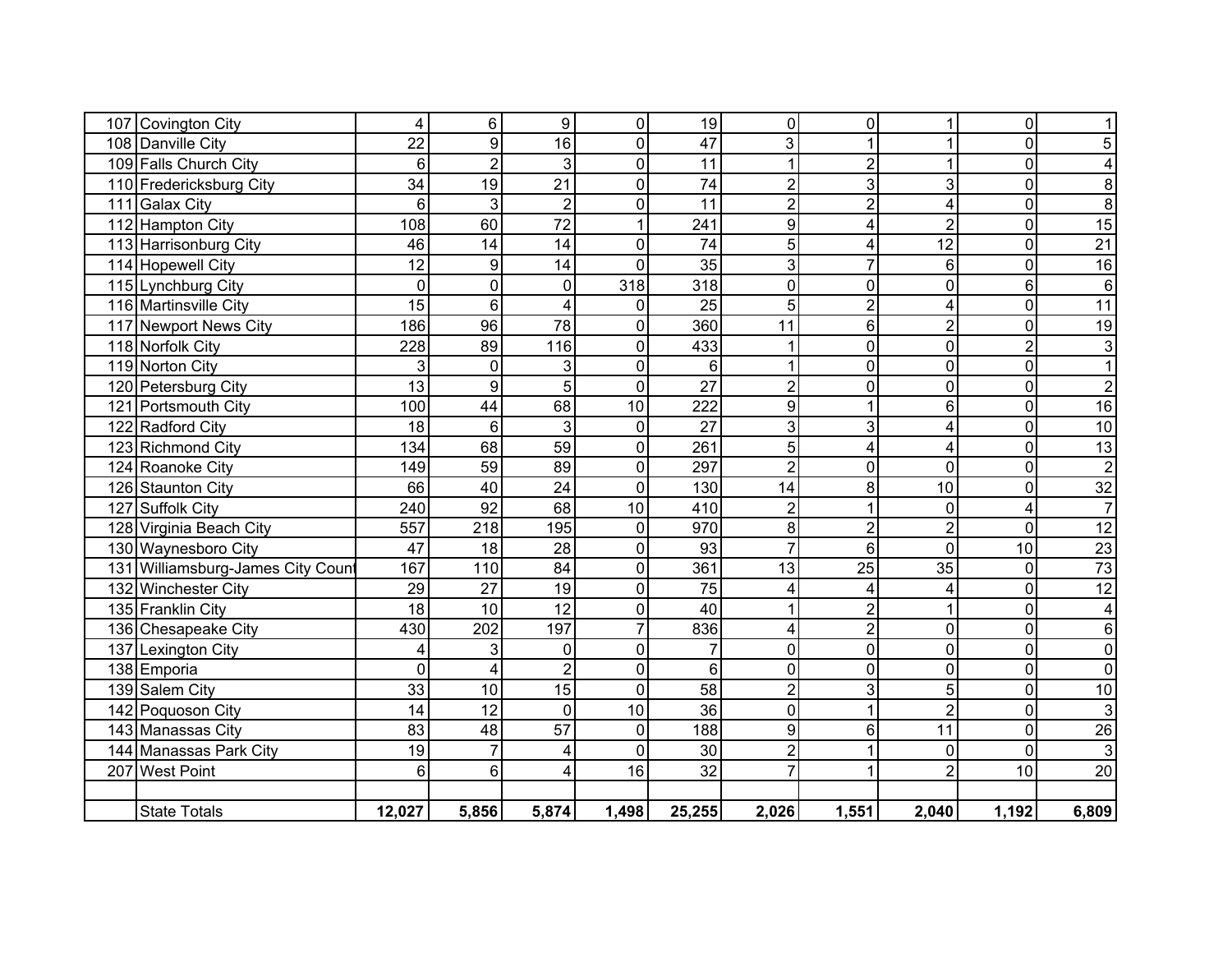| | | | | | | | | | | | |
|---|---|---|---|---|---|---|---|---|---|---|---|
| 107 | Covington City | 4 | 6 | 9 | 0 | 19 | 0 | 0 | 1 | 0 | 1 |
| 108 | Danville City | 22 | 9 | 16 | 0 | 47 | 3 | 1 | 1 | 0 | 5 |
| 109 | Falls Church City | 6 | 2 | 3 | 0 | 11 | 1 | 2 | 1 | 0 | 4 |
| 110 | Fredericksburg City | 34 | 19 | 21 | 0 | 74 | 2 | 3 | 3 | 0 | 8 |
| 111 | Galax City | 6 | 3 | 2 | 0 | 11 | 2 | 2 | 4 | 0 | 8 |
| 112 | Hampton City | 108 | 60 | 72 | 1 | 241 | 9 | 4 | 2 | 0 | 15 |
| 113 | Harrisonburg City | 46 | 14 | 14 | 0 | 74 | 5 | 4 | 12 | 0 | 21 |
| 114 | Hopewell City | 12 | 9 | 14 | 0 | 35 | 3 | 7 | 6 | 0 | 16 |
| 115 | Lynchburg City | 0 | 0 | 0 | 318 | 318 | 0 | 0 | 0 | 6 | 6 |
| 116 | Martinsville City | 15 | 6 | 4 | 0 | 25 | 5 | 2 | 4 | 0 | 11 |
| 117 | Newport News City | 186 | 96 | 78 | 0 | 360 | 11 | 6 | 2 | 0 | 19 |
| 118 | Norfolk City | 228 | 89 | 116 | 0 | 433 | 1 | 0 | 0 | 2 | 3 |
| 119 | Norton City | 3 | 0 | 3 | 0 | 6 | 1 | 0 | 0 | 0 | 1 |
| 120 | Petersburg City | 13 | 9 | 5 | 0 | 27 | 2 | 0 | 0 | 0 | 2 |
| 121 | Portsmouth City | 100 | 44 | 68 | 10 | 222 | 9 | 1 | 6 | 0 | 16 |
| 122 | Radford City | 18 | 6 | 3 | 0 | 27 | 3 | 3 | 4 | 0 | 10 |
| 123 | Richmond City | 134 | 68 | 59 | 0 | 261 | 5 | 4 | 4 | 0 | 13 |
| 124 | Roanoke City | 149 | 59 | 89 | 0 | 297 | 2 | 0 | 0 | 0 | 2 |
| 126 | Staunton City | 66 | 40 | 24 | 0 | 130 | 14 | 8 | 10 | 0 | 32 |
| 127 | Suffolk City | 240 | 92 | 68 | 10 | 410 | 2 | 1 | 0 | 4 | 7 |
| 128 | Virginia Beach City | 557 | 218 | 195 | 0 | 970 | 8 | 2 | 2 | 0 | 12 |
| 130 | Waynesboro City | 47 | 18 | 28 | 0 | 93 | 7 | 6 | 0 | 10 | 23 |
| 131 | Williamsburg-James City Count | 167 | 110 | 84 | 0 | 361 | 13 | 25 | 35 | 0 | 73 |
| 132 | Winchester City | 29 | 27 | 19 | 0 | 75 | 4 | 4 | 4 | 0 | 12 |
| 135 | Franklin City | 18 | 10 | 12 | 0 | 40 | 1 | 2 | 1 | 0 | 4 |
| 136 | Chesapeake City | 430 | 202 | 197 | 7 | 836 | 4 | 2 | 0 | 0 | 6 |
| 137 | Lexington City | 4 | 3 | 0 | 0 | 7 | 0 | 0 | 0 | 0 | 0 |
| 138 | Emporia | 0 | 4 | 2 | 0 | 6 | 0 | 0 | 0 | 0 | 0 |
| 139 | Salem City | 33 | 10 | 15 | 0 | 58 | 2 | 3 | 5 | 0 | 10 |
| 142 | Poquoson City | 14 | 12 | 0 | 10 | 36 | 0 | 1 | 2 | 0 | 3 |
| 143 | Manassas City | 83 | 48 | 57 | 0 | 188 | 9 | 6 | 11 | 0 | 26 |
| 144 | Manassas Park City | 19 | 7 | 4 | 0 | 30 | 2 | 1 | 0 | 0 | 3 |
| 207 | West Point | 6 | 6 | 4 | 16 | 32 | 7 | 1 | 2 | 10 | 20 |
| | | | | | | | | | | | |
| | State Totals | **12,027** | **5,856** | **5,874** | **1,498** | **25,255** | **2,026** | **1,551** | **2,040** | **1,192** | **6,809** |